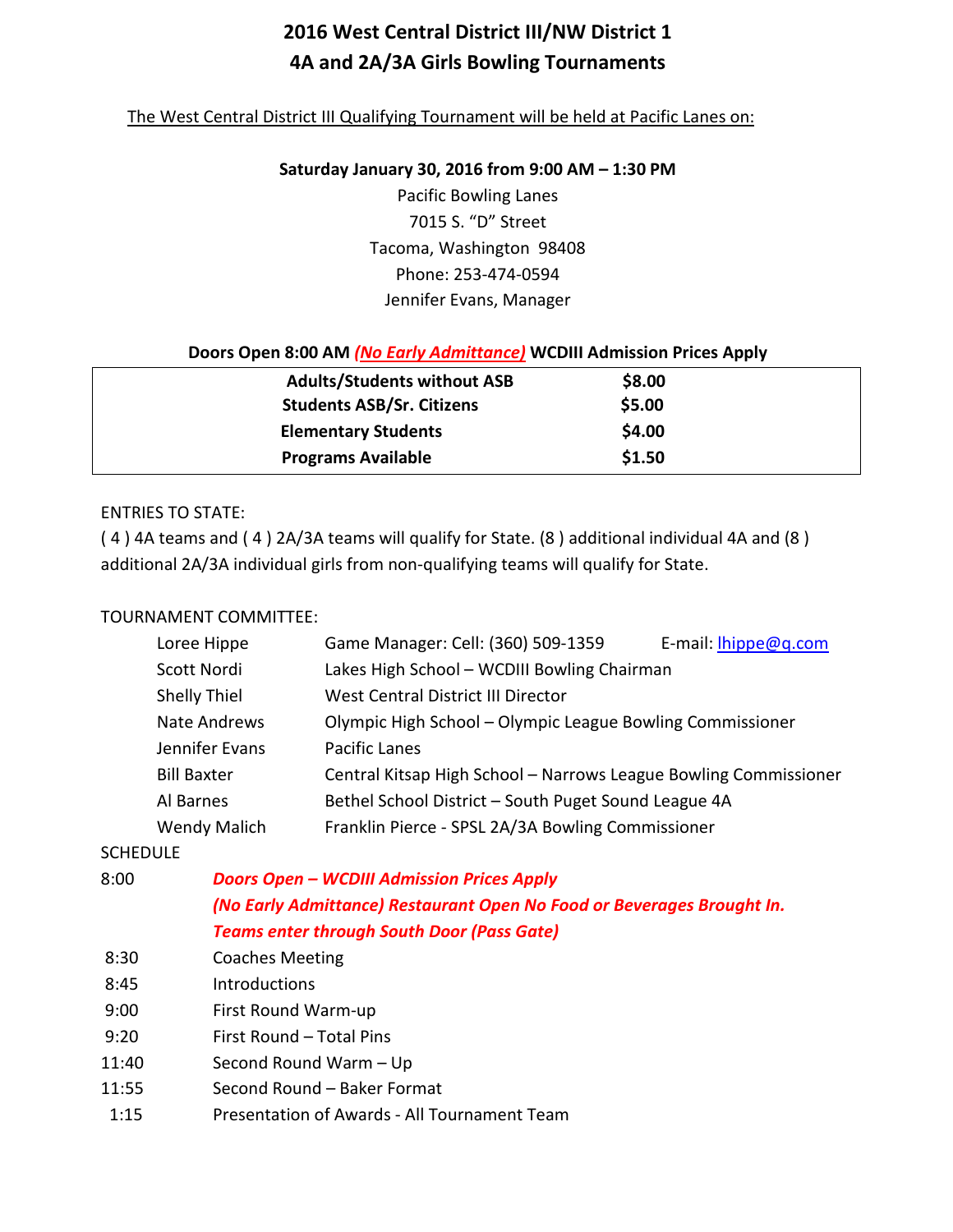# 2016 West Central District III/NW District 1
# 4A and 2A/3A Girls Bowling Tournaments

The West Central District III Qualifying Tournament will be held at Pacific Lanes on:

**Saturday January 30, 2016 from 9:00 AM – 1:30 PM**

Pacific Bowling Lanes
7015 S. "D" Street
Tacoma, Washington 98408
Phone: 253-474-0594
Jennifer Evans, Manager

**Doors Open 8:00 AM *(No Early Admittance)* WCDIII Admission Prices Apply**

| | |
|---|---|
| **Adults/Students without ASB** | **$8.00** |
| **Students ASB/Sr. Citizens** | **$5.00** |
| **Elementary Students** | **$4.00** |
| **Programs Available** | **$1.50** |

ENTRIES TO STATE:

( 4 ) 4A teams and ( 4 ) 2A/3A teams will qualify for State. (8 ) additional individual 4A and (8 ) additional 2A/3A individual girls from non-qualifying teams will qualify for State.

TOURNAMENT COMMITTEE:

| | | |
|---|---|---|
| Loree Hippe | Game Manager: Cell: (360) 509-1359 | E-mail: lhippe@q.com |
| Scott Nordi | Lakes High School – WCDIII Bowling Chairman | |
| Shelly Thiel | West Central District III Director | |
| Nate Andrews | Olympic High School – Olympic League Bowling Commissioner | |
| Jennifer Evans | Pacific Lanes | |
| Bill Baxter | Central Kitsap High School – Narrows League Bowling Commissioner | |
| Al Barnes | Bethel School District – South Puget Sound League 4A | |
| Wendy Malich | Franklin Pierce - SPSL 2A/3A Bowling Commissioner | |

SCHEDULE

| | |
|---|---|
| 8:00 | ***Doors Open – WCDIII Admission Prices Apply*** |
| | ***(No Early Admittance) Restaurant Open No Food or Beverages Brought In.*** |
| | ***Teams enter through South Door (Pass Gate)*** |
| 8:30 | Coaches Meeting |
| 8:45 | Introductions |
| 9:00 | First Round Warm-up |
| 9:20 | First Round – Total Pins |
| 11:40 | Second Round Warm – Up |
| 11:55 | Second Round – Baker Format |
| 1:15 | Presentation of Awards - All Tournament Team |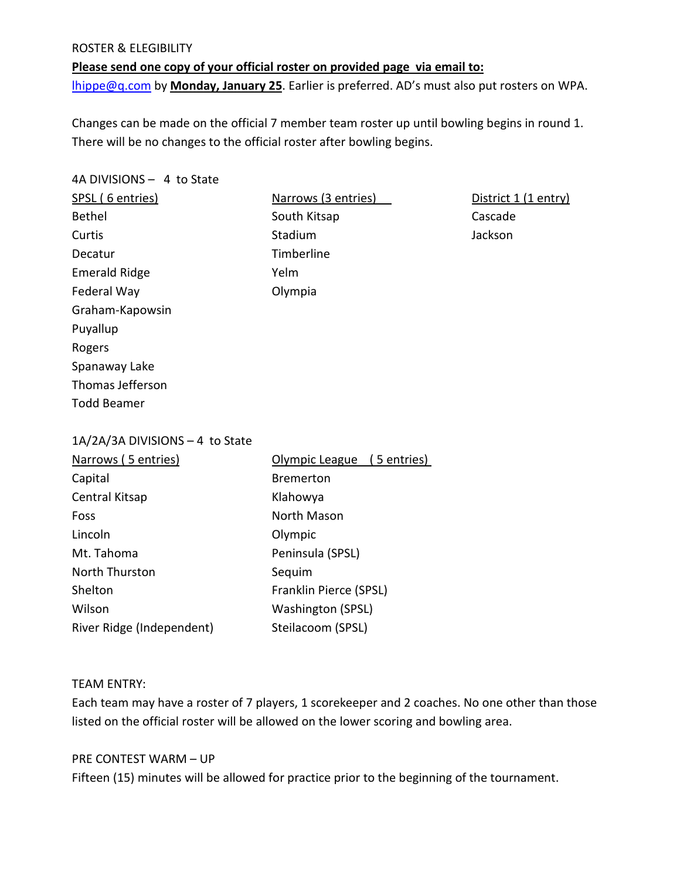ROSTER & ELEGIBILITY

**Please send one copy of your official roster on provided page via email to:**
lhippe@q.com by **Monday, January 25**. Earlier is preferred. AD's must also put rosters on WPA.

Changes can be made on the official 7 member team roster up until bowling begins in round 1. There will be no changes to the official roster after bowling begins.

4A DIVISIONS – 4 to State

| SPSL ( 6 entries) | Narrows (3 entries) | District 1 (1 entry) |
|---|---|---|
| Bethel | South Kitsap | Cascade |
| Curtis | Stadium | Jackson |
| Decatur | Timberline | |
| Emerald Ridge | Yelm | |
| Federal Way | Olympia | |
| Graham-Kapowsin | | |
| Puyallup | | |
| Rogers | | |
| Spanaway Lake | | |
| Thomas Jefferson | | |
| Todd Beamer | | |

1A/2A/3A DIVISIONS – 4 to State

| Narrows ( 5 entries) | Olympic League ( 5 entries) |
|---|---|
| Capital | Bremerton |
| Central Kitsap | Klahowya |
| Foss | North Mason |
| Lincoln | Olympic |
| Mt. Tahoma | Peninsula (SPSL) |
| North Thurston | Sequim |
| Shelton | Franklin Pierce (SPSL) |
| Wilson | Washington (SPSL) |
| River Ridge (Independent) | Steilacoom (SPSL) |

TEAM ENTRY:

Each team may have a roster of 7 players, 1 scorekeeper and 2 coaches. No one other than those listed on the official roster will be allowed on the lower scoring and bowling area.

PRE CONTEST WARM – UP

Fifteen (15) minutes will be allowed for practice prior to the beginning of the tournament.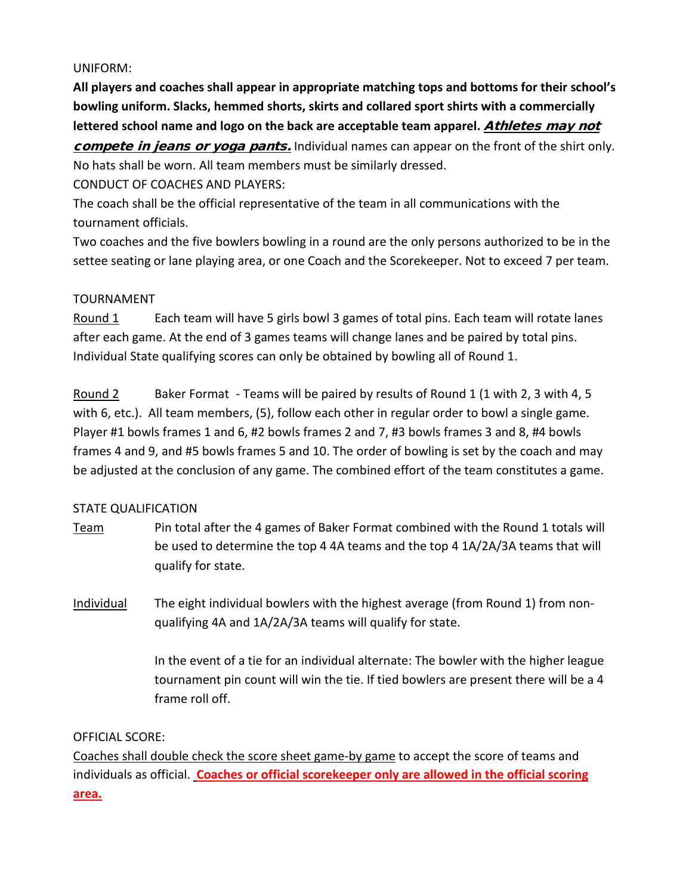UNIFORM:

**All players and coaches shall appear in appropriate matching tops and bottoms for their school's bowling uniform. Slacks, hemmed shorts, skirts and collared sport shirts with a commercially lettered school name and logo on the back are acceptable team apparel. *Athletes may not compete in jeans or yoga pants.*** Individual names can appear on the front of the shirt only. No hats shall be worn. All team members must be similarly dressed.

CONDUCT OF COACHES AND PLAYERS:

The coach shall be the official representative of the team in all communications with the tournament officials.

Two coaches and the five bowlers bowling in a round are the only persons authorized to be in the settee seating or lane playing area, or one Coach and the Scorekeeper. Not to exceed 7 per team.

TOURNAMENT

Round 1 — Each team will have 5 girls bowl 3 games of total pins. Each team will rotate lanes after each game. At the end of 3 games teams will change lanes and be paired by total pins. Individual State qualifying scores can only be obtained by bowling all of Round 1.

Round 2 — Baker Format - Teams will be paired by results of Round 1 (1 with 2, 3 with 4, 5 with 6, etc.). All team members, (5), follow each other in regular order to bowl a single game. Player #1 bowls frames 1 and 6, #2 bowls frames 2 and 7, #3 bowls frames 3 and 8, #4 bowls frames 4 and 9, and #5 bowls frames 5 and 10. The order of bowling is set by the coach and may be adjusted at the conclusion of any game. The combined effort of the team constitutes a game.

STATE QUALIFICATION

Team — Pin total after the 4 games of Baker Format combined with the Round 1 totals will be used to determine the top 4 4A teams and the top 4 1A/2A/3A teams that will qualify for state.

Individual — The eight individual bowlers with the highest average (from Round 1) from non-qualifying 4A and 1A/2A/3A teams will qualify for state.

In the event of a tie for an individual alternate: The bowler with the higher league tournament pin count will win the tie. If tied bowlers are present there will be a 4 frame roll off.

OFFICIAL SCORE:

Coaches shall double check the score sheet game-by game to accept the score of teams and individuals as official. **Coaches or official scorekeeper only are allowed in the official scoring area.**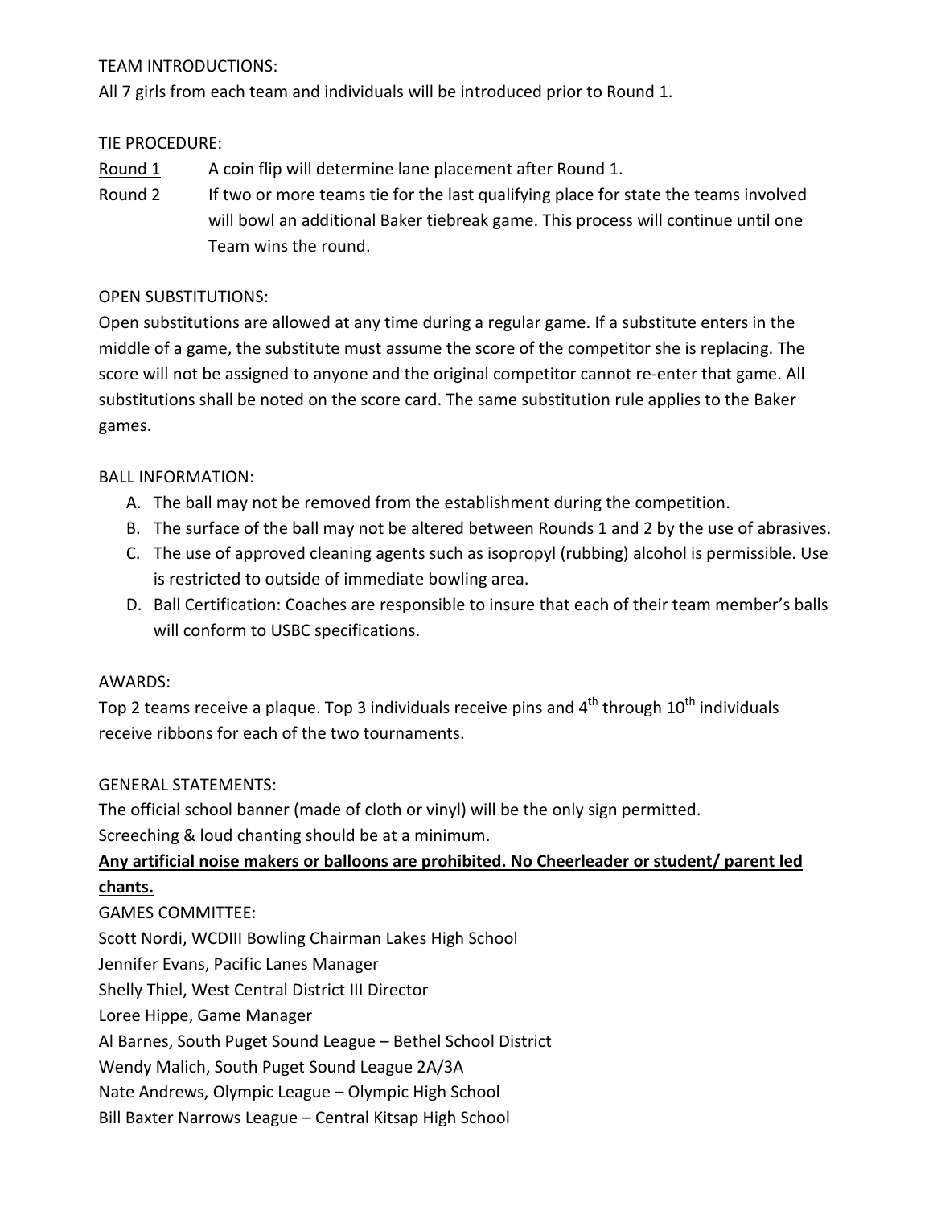TEAM INTRODUCTIONS:

All 7 girls from each team and individuals will be introduced prior to Round 1.

TIE PROCEDURE:

<u>Round 1</u> A coin flip will determine lane placement after Round 1.

<u>Round 2</u> If two or more teams tie for the last qualifying place for state the teams involved will bowl an additional Baker tiebreak game. This process will continue until one Team wins the round.

OPEN SUBSTITUTIONS:

Open substitutions are allowed at any time during a regular game. If a substitute enters in the middle of a game, the substitute must assume the score of the competitor she is replacing. The score will not be assigned to anyone and the original competitor cannot re-enter that game. All substitutions shall be noted on the score card. The same substitution rule applies to the Baker games.

BALL INFORMATION:

A. The ball may not be removed from the establishment during the competition.
B. The surface of the ball may not be altered between Rounds 1 and 2 by the use of abrasives.
C. The use of approved cleaning agents such as isopropyl (rubbing) alcohol is permissible. Use is restricted to outside of immediate bowling area.
D. Ball Certification: Coaches are responsible to insure that each of their team member's balls will conform to USBC specifications.

AWARDS:

Top 2 teams receive a plaque. Top 3 individuals receive pins and 4th through 10th individuals receive ribbons for each of the two tournaments.

GENERAL STATEMENTS:

The official school banner (made of cloth or vinyl) will be the only sign permitted.

Screeching & loud chanting should be at a minimum.

<u>**Any artificial noise makers or balloons are prohibited. No Cheerleader or student/ parent led chants.**</u>

GAMES COMMITTEE:

Scott Nordi, WCDIII Bowling Chairman Lakes High School
Jennifer Evans, Pacific Lanes Manager
Shelly Thiel, West Central District III Director
Loree Hippe, Game Manager
Al Barnes, South Puget Sound League – Bethel School District
Wendy Malich, South Puget Sound League 2A/3A
Nate Andrews, Olympic League – Olympic High School
Bill Baxter Narrows League – Central Kitsap High School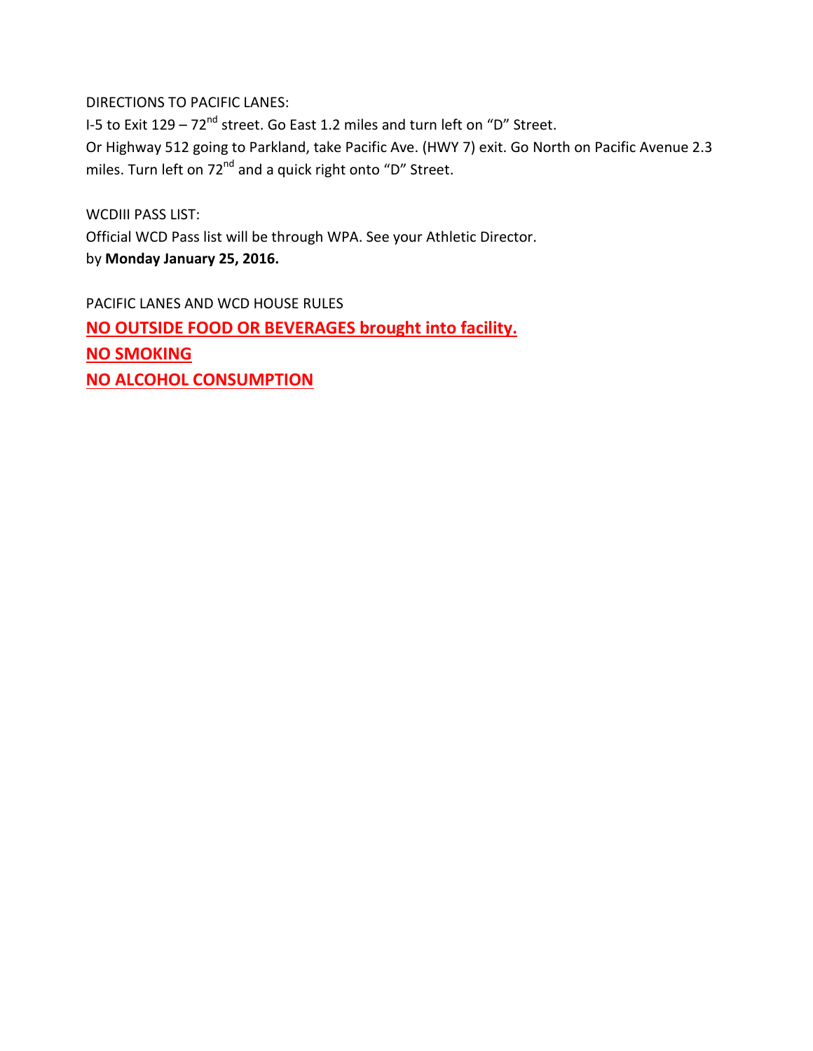DIRECTIONS TO PACIFIC LANES:

I-5 to Exit 129 – 72nd street. Go East 1.2 miles and turn left on "D" Street.

Or Highway 512 going to Parkland, take Pacific Ave. (HWY 7) exit. Go North on Pacific Avenue 2.3 miles. Turn left on 72nd and a quick right onto "D" Street.

WCDIII PASS LIST:

Official WCD Pass list will be through WPA. See your Athletic Director.
by **Monday January 25, 2016.**

PACIFIC LANES AND WCD HOUSE RULES

**NO OUTSIDE FOOD OR BEVERAGES brought into facility.**

**NO SMOKING**

**NO ALCOHOL CONSUMPTION**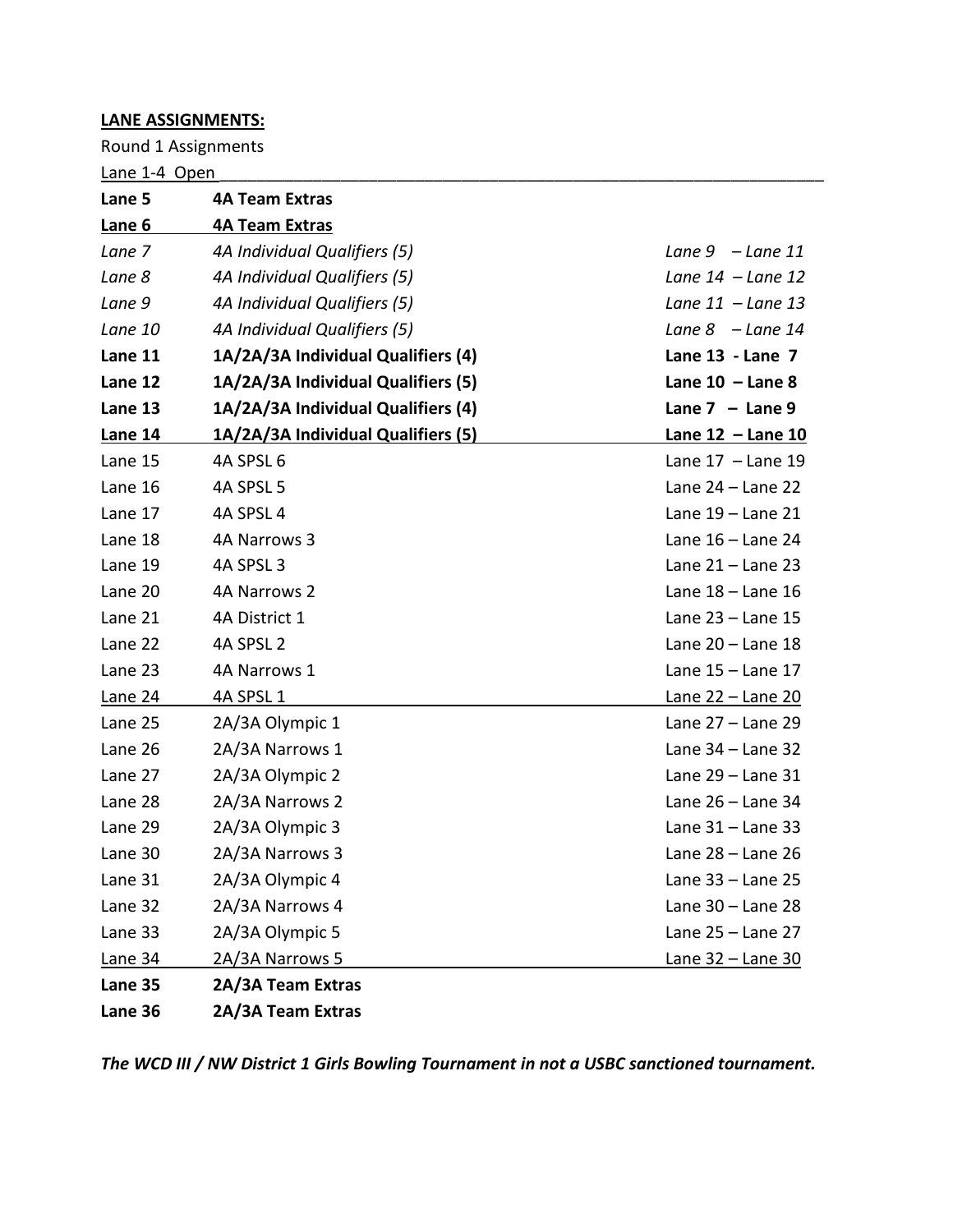**LANE ASSIGNMENTS:**

Round 1 Assignments

Lane 1-4 Open

| | | |
|---|---|---|
| **Lane 5** | **4A Team Extras** | |
| **Lane 6** | **4A Team Extras** | |
| *Lane 7* | *4A Individual Qualifiers (5)* | *Lane 9 – Lane 11* |
| *Lane 8* | *4A Individual Qualifiers (5)* | *Lane 14 – Lane 12* |
| *Lane 9* | *4A Individual Qualifiers (5)* | *Lane 11 – Lane 13* |
| *Lane 10* | *4A Individual Qualifiers (5)* | *Lane 8 – Lane 14* |
| **Lane 11** | **1A/2A/3A Individual Qualifiers (4)** | **Lane 13 - Lane 7** |
| **Lane 12** | **1A/2A/3A Individual Qualifiers (5)** | **Lane 10 – Lane 8** |
| **Lane 13** | **1A/2A/3A Individual Qualifiers (4)** | **Lane 7 – Lane 9** |
| **Lane 14** | **1A/2A/3A Individual Qualifiers (5)** | **Lane 12 – Lane 10** |
| Lane 15 | 4A SPSL 6 | Lane 17 – Lane 19 |
| Lane 16 | 4A SPSL 5 | Lane 24 – Lane 22 |
| Lane 17 | 4A SPSL 4 | Lane 19 – Lane 21 |
| Lane 18 | 4A Narrows 3 | Lane 16 – Lane 24 |
| Lane 19 | 4A SPSL 3 | Lane 21 – Lane 23 |
| Lane 20 | 4A Narrows 2 | Lane 18 – Lane 16 |
| Lane 21 | 4A District 1 | Lane 23 – Lane 15 |
| Lane 22 | 4A SPSL 2 | Lane 20 – Lane 18 |
| Lane 23 | 4A Narrows 1 | Lane 15 – Lane 17 |
| Lane 24 | 4A SPSL 1 | Lane 22 – Lane 20 |
| Lane 25 | 2A/3A Olympic 1 | Lane 27 – Lane 29 |
| Lane 26 | 2A/3A Narrows 1 | Lane 34 – Lane 32 |
| Lane 27 | 2A/3A Olympic 2 | Lane 29 – Lane 31 |
| Lane 28 | 2A/3A Narrows 2 | Lane 26 – Lane 34 |
| Lane 29 | 2A/3A Olympic 3 | Lane 31 – Lane 33 |
| Lane 30 | 2A/3A Narrows 3 | Lane 28 – Lane 26 |
| Lane 31 | 2A/3A Olympic 4 | Lane 33 – Lane 25 |
| Lane 32 | 2A/3A Narrows 4 | Lane 30 – Lane 28 |
| Lane 33 | 2A/3A Olympic 5 | Lane 25 – Lane 27 |
| Lane 34 | 2A/3A Narrows 5 | Lane 32 – Lane 30 |
| **Lane 35** | **2A/3A Team Extras** | |
| **Lane 36** | **2A/3A Team Extras** | |

***The WCD III / NW District 1 Girls Bowling Tournament in not a USBC sanctioned tournament.***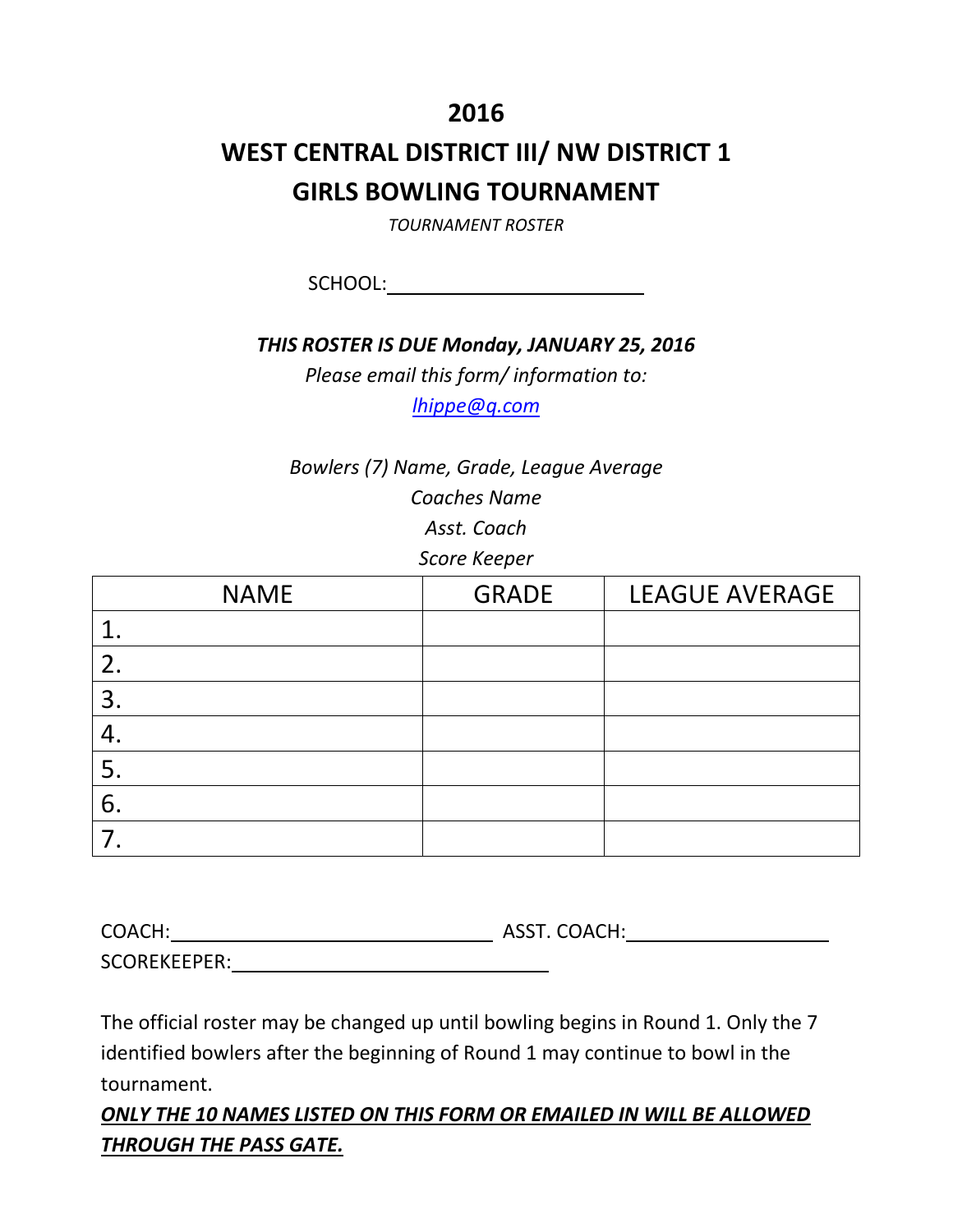# 2016

# WEST CENTRAL DISTRICT III/ NW DISTRICT 1

# GIRLS BOWLING TOURNAMENT

*TOURNAMENT ROSTER*

SCHOOL:\_\_\_\_\_\_\_\_\_\_\_\_\_\_\_\_\_\_\_\_\_\_\_\_\_\_

***THIS ROSTER IS DUE Monday, JANUARY 25, 2016***

*Please email this form/ information to:*

*lhippe@q.com*

*Bowlers (7) Name, Grade, League Average*

*Coaches Name*

*Asst. Coach*

*Score Keeper*

| NAME | GRADE | LEAGUE AVERAGE |
|---|---|---|
| 1. | | |
| 2. | | |
| 3. | | |
| 4. | | |
| 5. | | |
| 6. | | |
| 7. | | |

COACH:\_\_\_\_\_\_\_\_\_\_\_\_\_\_\_\_\_\_\_\_\_\_\_\_\_\_\_\_\_\_\_\_ ASST. COACH:\_\_\_\_\_\_\_\_\_\_\_\_\_\_\_\_\_\_\_\_

SCOREKEEPER:\_\_\_\_\_\_\_\_\_\_\_\_\_\_\_\_\_\_\_\_\_\_\_\_\_\_\_\_\_\_\_\_

The official roster may be changed up until bowling begins in Round 1. Only the 7 identified bowlers after the beginning of Round 1 may continue to bowl in the tournament.

***ONLY THE 10 NAMES LISTED ON THIS FORM OR EMAILED IN WILL BE ALLOWED THROUGH THE PASS GATE.***